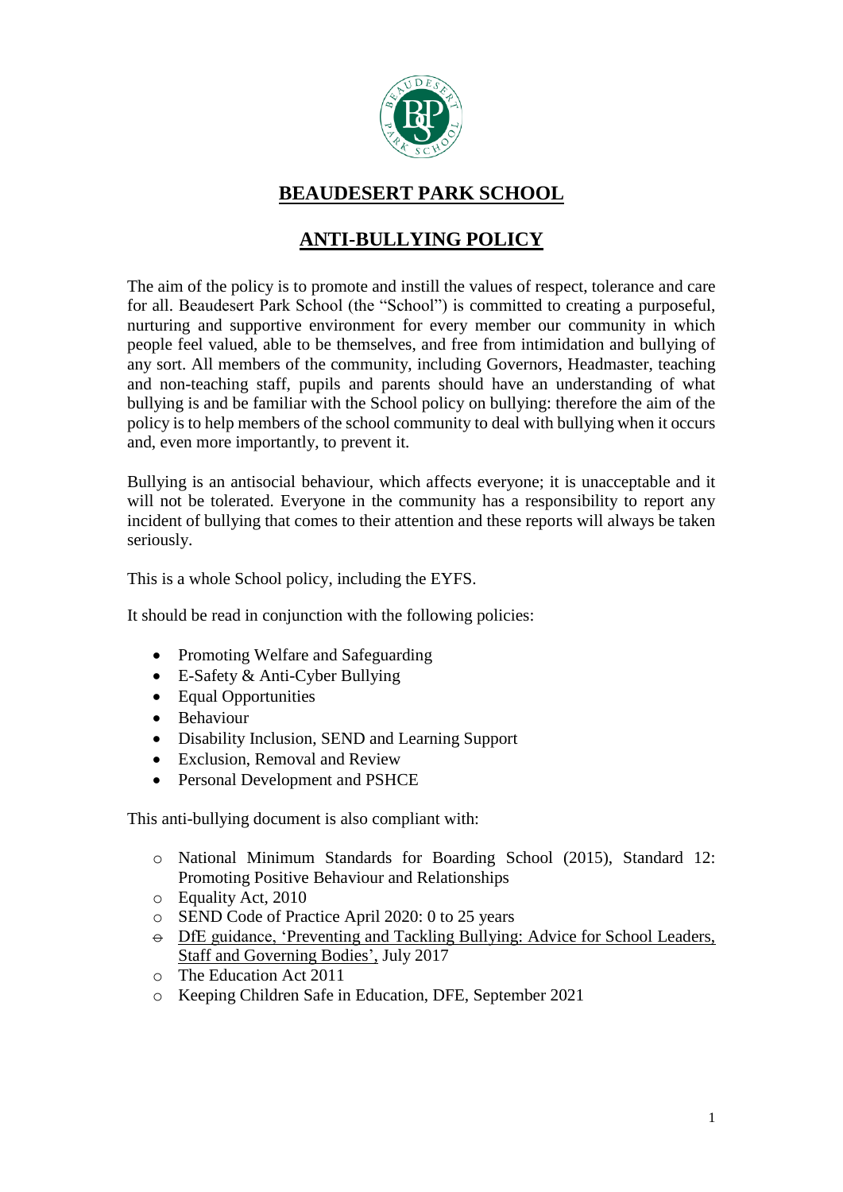# BEAUDESERT PARK SCHOOL

## ANTI-BULLYING POLICY

The aim of the policy is to promote and instill the values of respect, tolerance and care for all. Beaudesert Park School (the "School") is committed to creating a purposeful, nurturing and supportive environment for every member our community in which people feel valued, able to be themselves, and free from intimidation and bullying of any sort. All members of the community, including Governors, Headmaster, teaching and non-teaching staff, pupils and parents should have an understanding of what bullying is and be familiar with the School policy on bullying: therefore the aim of the policy is to help members of the school community to deal with bullying when it occurs and, even more importantly, to prevent it.

Bullying is an antisocial behaviour, which affects everyone; it is unacceptable and it will not be tolerated. Everyone in the community has a responsibility to report any incident of bullying that comes to their attention and these reports will always be taken seriously.

This is a whole School policy, including the EYFS.

It should be read in conjunction with the following policies:

- Promoting Welfare and Safeguarding
- E-Safety & Anti-Cyber Bullying
- Equal Opportunities
- Behaviour
- Disability Inclusion, SEND and Learning Support
- Exclusion, Removal and Review
- Personal Development and PSHCE

This anti-bullying document is also compliant with:

- National Minimum Standards for Boarding School (2015), Standard 12: Promoting Positive Behaviour and Relationships
- Equality Act, 2010
- SEND Code of Practice April 2020: 0 to 25 years
- DfE guidance, 'Preventing and Tackling Bullying: Advice for School Leaders, Staff and Governing Bodies', July 2017
- The Education Act 2011
- Keeping Children Safe in Education, DFE, September 2021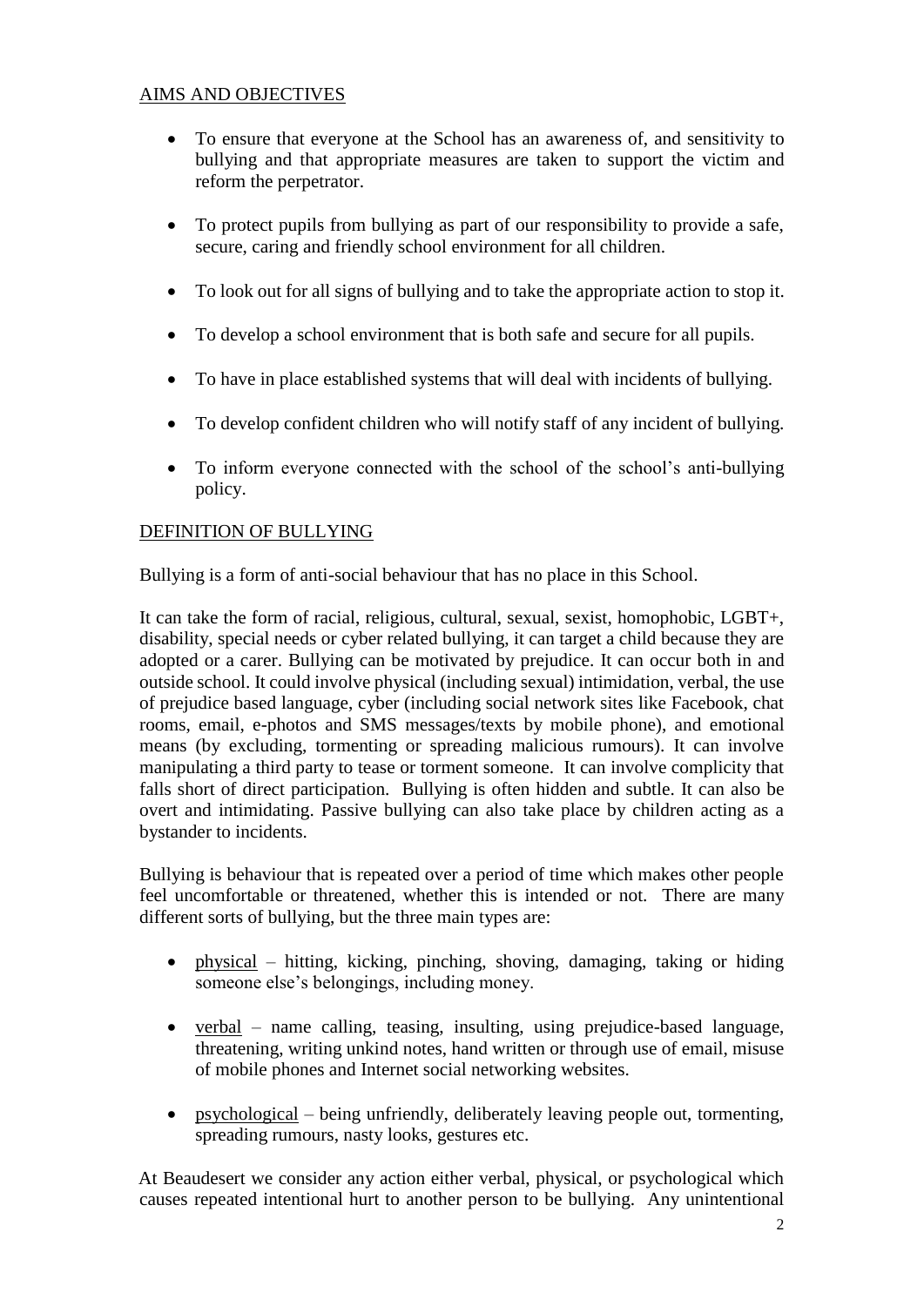## AIMS AND OBJECTIVES

- To ensure that everyone at the School has an awareness of, and sensitivity to bullying and that appropriate measures are taken to support the victim and reform the perpetrator.
- To protect pupils from bullying as part of our responsibility to provide a safe, secure, caring and friendly school environment for all children.
- To look out for all signs of bullying and to take the appropriate action to stop it.
- To develop a school environment that is both safe and secure for all pupils.
- To have in place established systems that will deal with incidents of bullying.
- To develop confident children who will notify staff of any incident of bullying.
- To inform everyone connected with the school of the school's anti-bullying policy.

## DEFINITION OF BULLYING

Bullying is a form of anti-social behaviour that has no place in this School.

It can take the form of racial, religious, cultural, sexual, sexist, homophobic, LGBT+, disability, special needs or cyber related bullying, it can target a child because they are adopted or a carer. Bullying can be motivated by prejudice. It can occur both in and outside school. It could involve physical (including sexual) intimidation, verbal, the use of prejudice based language, cyber (including social network sites like Facebook, chat rooms, email, e-photos and SMS messages/texts by mobile phone), and emotional means (by excluding, tormenting or spreading malicious rumours). It can involve manipulating a third party to tease or torment someone. It can involve complicity that falls short of direct participation. Bullying is often hidden and subtle. It can also be overt and intimidating. Passive bullying can also take place by children acting as a bystander to incidents.

Bullying is behaviour that is repeated over a period of time which makes other people feel uncomfortable or threatened, whether this is intended or not. There are many different sorts of bullying, but the three main types are:

- physical – hitting, kicking, pinching, shoving, damaging, taking or hiding someone else's belongings, including money.
- verbal – name calling, teasing, insulting, using prejudice-based language, threatening, writing unkind notes, hand written or through use of email, misuse of mobile phones and Internet social networking websites.
- psychological – being unfriendly, deliberately leaving people out, tormenting, spreading rumours, nasty looks, gestures etc.

At Beaudesert we consider any action either verbal, physical, or psychological which causes repeated intentional hurt to another person to be bullying. Any unintentional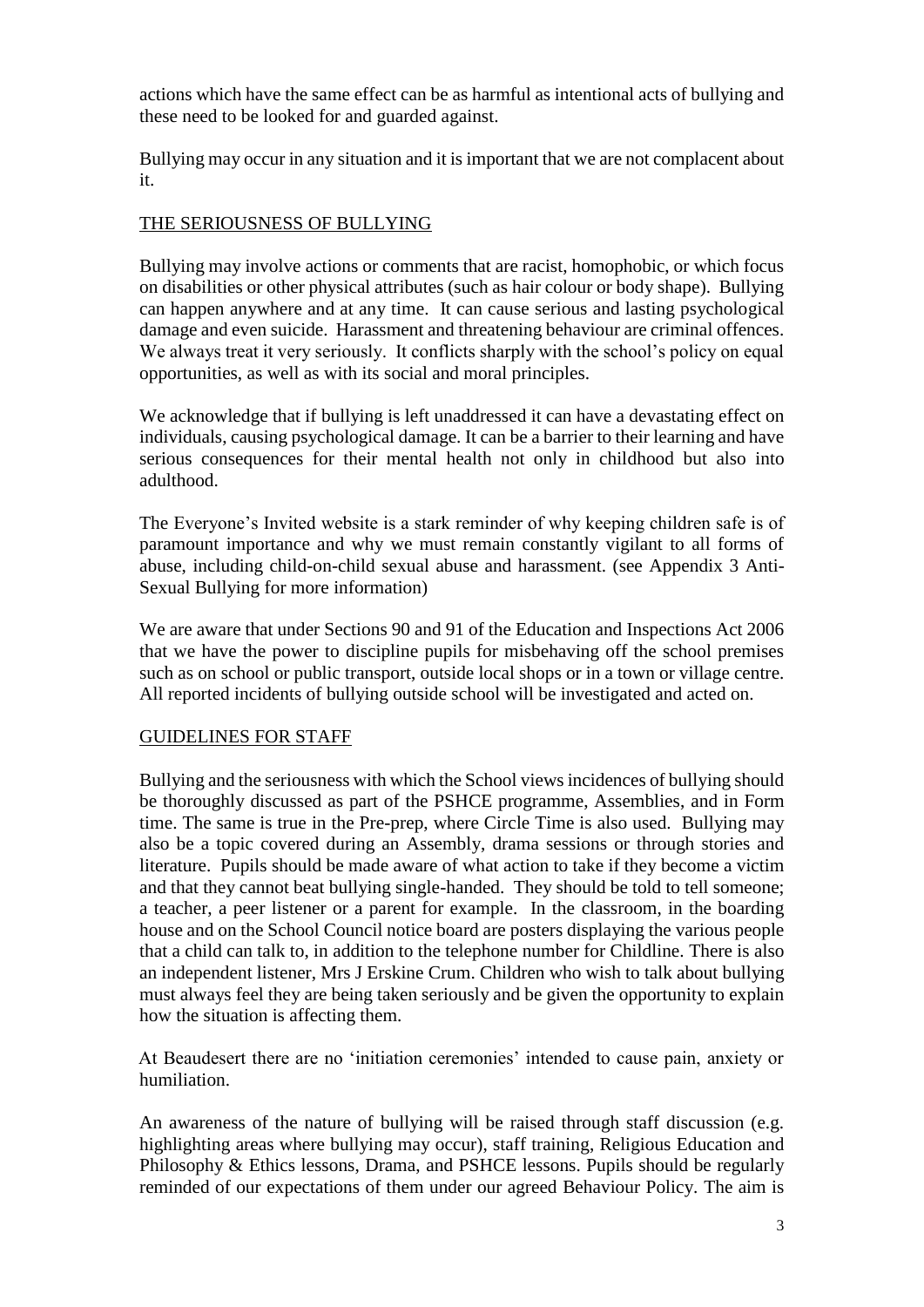actions which have the same effect can be as harmful as intentional acts of bullying and these need to be looked for and guarded against.

Bullying may occur in any situation and it is important that we are not complacent about it.

## THE SERIOUSNESS OF BULLYING

Bullying may involve actions or comments that are racist, homophobic, or which focus on disabilities or other physical attributes (such as hair colour or body shape). Bullying can happen anywhere and at any time. It can cause serious and lasting psychological damage and even suicide. Harassment and threatening behaviour are criminal offences. We always treat it very seriously. It conflicts sharply with the school's policy on equal opportunities, as well as with its social and moral principles.

We acknowledge that if bullying is left unaddressed it can have a devastating effect on individuals, causing psychological damage. It can be a barrier to their learning and have serious consequences for their mental health not only in childhood but also into adulthood.

The Everyone's Invited website is a stark reminder of why keeping children safe is of paramount importance and why we must remain constantly vigilant to all forms of abuse, including child-on-child sexual abuse and harassment. (see Appendix 3 Anti-Sexual Bullying for more information)

We are aware that under Sections 90 and 91 of the Education and Inspections Act 2006 that we have the power to discipline pupils for misbehaving off the school premises such as on school or public transport, outside local shops or in a town or village centre. All reported incidents of bullying outside school will be investigated and acted on.

## GUIDELINES FOR STAFF

Bullying and the seriousness with which the School views incidences of bullying should be thoroughly discussed as part of the PSHCE programme, Assemblies, and in Form time. The same is true in the Pre-prep, where Circle Time is also used. Bullying may also be a topic covered during an Assembly, drama sessions or through stories and literature. Pupils should be made aware of what action to take if they become a victim and that they cannot beat bullying single-handed. They should be told to tell someone; a teacher, a peer listener or a parent for example. In the classroom, in the boarding house and on the School Council notice board are posters displaying the various people that a child can talk to, in addition to the telephone number for Childline. There is also an independent listener, Mrs J Erskine Crum. Children who wish to talk about bullying must always feel they are being taken seriously and be given the opportunity to explain how the situation is affecting them.

At Beaudesert there are no 'initiation ceremonies' intended to cause pain, anxiety or humiliation.

An awareness of the nature of bullying will be raised through staff discussion (e.g. highlighting areas where bullying may occur), staff training, Religious Education and Philosophy & Ethics lessons, Drama, and PSHCE lessons. Pupils should be regularly reminded of our expectations of them under our agreed Behaviour Policy. The aim is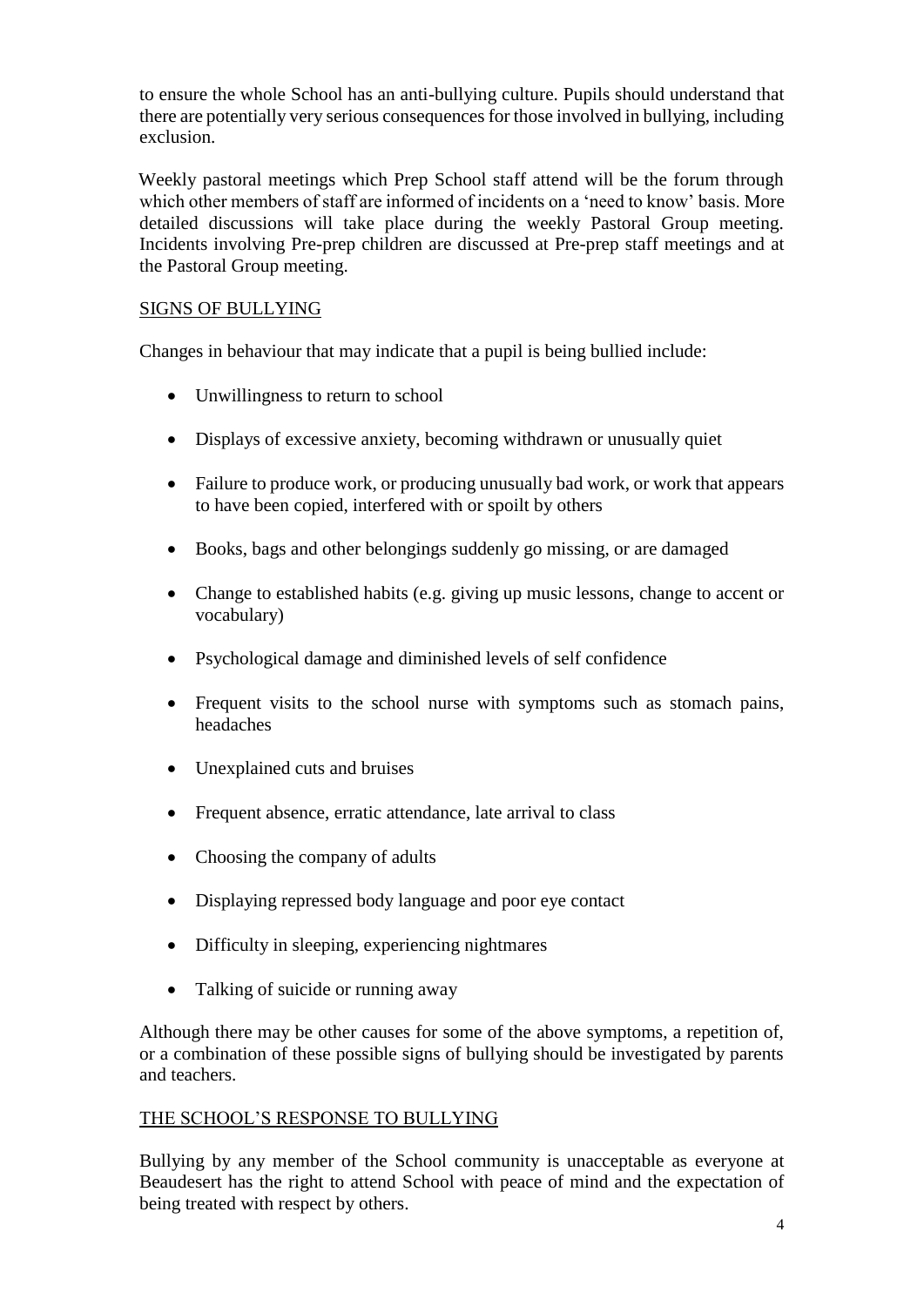to ensure the whole School has an anti-bullying culture. Pupils should understand that there are potentially very serious consequences for those involved in bullying, including exclusion.

Weekly pastoral meetings which Prep School staff attend will be the forum through which other members of staff are informed of incidents on a 'need to know' basis. More detailed discussions will take place during the weekly Pastoral Group meeting. Incidents involving Pre-prep children are discussed at Pre-prep staff meetings and at the Pastoral Group meeting.

## SIGNS OF BULLYING

Changes in behaviour that may indicate that a pupil is being bullied include:

- Unwillingness to return to school
- Displays of excessive anxiety, becoming withdrawn or unusually quiet
- Failure to produce work, or producing unusually bad work, or work that appears to have been copied, interfered with or spoilt by others
- Books, bags and other belongings suddenly go missing, or are damaged
- Change to established habits (e.g. giving up music lessons, change to accent or vocabulary)
- Psychological damage and diminished levels of self confidence
- Frequent visits to the school nurse with symptoms such as stomach pains, headaches
- Unexplained cuts and bruises
- Frequent absence, erratic attendance, late arrival to class
- Choosing the company of adults
- Displaying repressed body language and poor eye contact
- Difficulty in sleeping, experiencing nightmares
- Talking of suicide or running away

Although there may be other causes for some of the above symptoms, a repetition of, or a combination of these possible signs of bullying should be investigated by parents and teachers.

## THE SCHOOL'S RESPONSE TO BULLYING

Bullying by any member of the School community is unacceptable as everyone at Beaudesert has the right to attend School with peace of mind and the expectation of being treated with respect by others.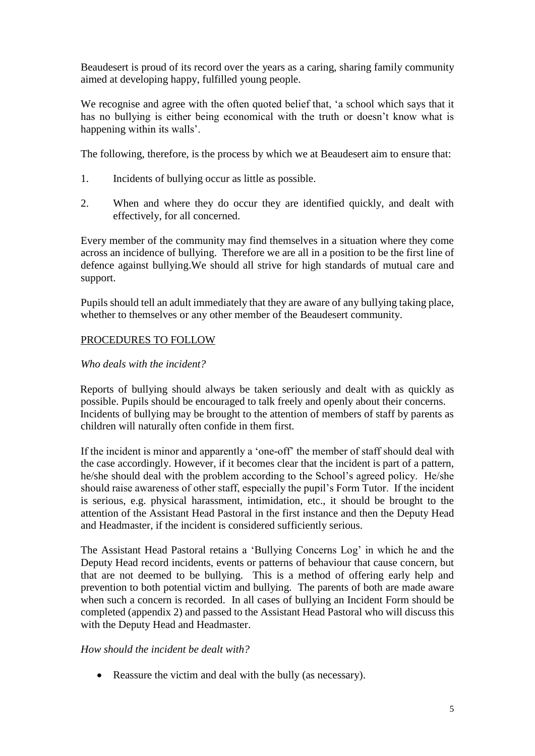Beaudesert is proud of its record over the years as a caring, sharing family community aimed at developing happy, fulfilled young people.

We recognise and agree with the often quoted belief that, 'a school which says that it has no bullying is either being economical with the truth or doesn't know what is happening within its walls'.

The following, therefore, is the process by which we at Beaudesert aim to ensure that:

1. Incidents of bullying occur as little as possible.
2. When and where they do occur they are identified quickly, and dealt with effectively, for all concerned.

Every member of the community may find themselves in a situation where they come across an incidence of bullying. Therefore we are all in a position to be the first line of defence against bullying.We should all strive for high standards of mutual care and support.

Pupils should tell an adult immediately that they are aware of any bullying taking place, whether to themselves or any other member of the Beaudesert community.

## PROCEDURES TO FOLLOW

*Who deals with the incident?*

Reports of bullying should always be taken seriously and dealt with as quickly as possible. Pupils should be encouraged to talk freely and openly about their concerns. Incidents of bullying may be brought to the attention of members of staff by parents as children will naturally often confide in them first.

If the incident is minor and apparently a 'one-off' the member of staff should deal with the case accordingly. However, if it becomes clear that the incident is part of a pattern, he/she should deal with the problem according to the School's agreed policy. He/she should raise awareness of other staff, especially the pupil's Form Tutor. If the incident is serious, e.g. physical harassment, intimidation, etc., it should be brought to the attention of the Assistant Head Pastoral in the first instance and then the Deputy Head and Headmaster, if the incident is considered sufficiently serious.

The Assistant Head Pastoral retains a 'Bullying Concerns Log' in which he and the Deputy Head record incidents, events or patterns of behaviour that cause concern, but that are not deemed to be bullying. This is a method of offering early help and prevention to both potential victim and bullying. The parents of both are made aware when such a concern is recorded. In all cases of bullying an Incident Form should be completed (appendix 2) and passed to the Assistant Head Pastoral who will discuss this with the Deputy Head and Headmaster.

*How should the incident be dealt with?*

- Reassure the victim and deal with the bully (as necessary).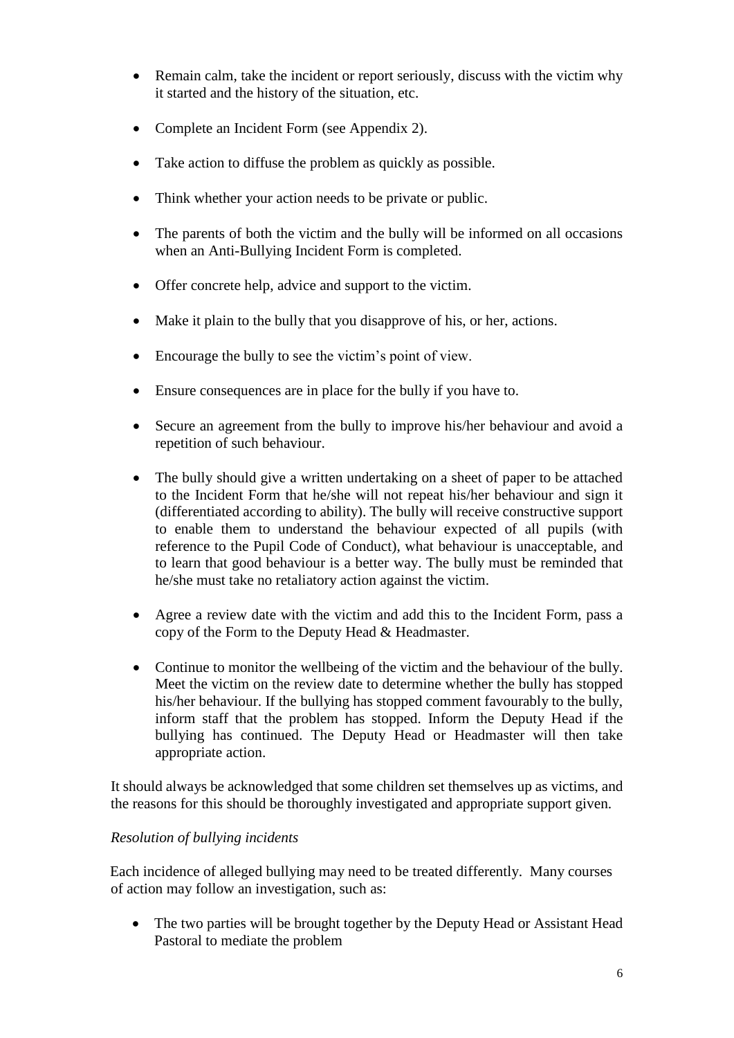- Remain calm, take the incident or report seriously, discuss with the victim why it started and the history of the situation, etc.
- Complete an Incident Form (see Appendix 2).
- Take action to diffuse the problem as quickly as possible.
- Think whether your action needs to be private or public.
- The parents of both the victim and the bully will be informed on all occasions when an Anti-Bullying Incident Form is completed.
- Offer concrete help, advice and support to the victim.
- Make it plain to the bully that you disapprove of his, or her, actions.
- Encourage the bully to see the victim's point of view.
- Ensure consequences are in place for the bully if you have to.
- Secure an agreement from the bully to improve his/her behaviour and avoid a repetition of such behaviour.
- The bully should give a written undertaking on a sheet of paper to be attached to the Incident Form that he/she will not repeat his/her behaviour and sign it (differentiated according to ability). The bully will receive constructive support to enable them to understand the behaviour expected of all pupils (with reference to the Pupil Code of Conduct), what behaviour is unacceptable, and to learn that good behaviour is a better way. The bully must be reminded that he/she must take no retaliatory action against the victim.
- Agree a review date with the victim and add this to the Incident Form, pass a copy of the Form to the Deputy Head & Headmaster.
- Continue to monitor the wellbeing of the victim and the behaviour of the bully. Meet the victim on the review date to determine whether the bully has stopped his/her behaviour. If the bullying has stopped comment favourably to the bully, inform staff that the problem has stopped. Inform the Deputy Head if the bullying has continued. The Deputy Head or Headmaster will then take appropriate action.

It should always be acknowledged that some children set themselves up as victims, and the reasons for this should be thoroughly investigated and appropriate support given.

*Resolution of bullying incidents*

Each incidence of alleged bullying may need to be treated differently. Many courses of action may follow an investigation, such as:

- The two parties will be brought together by the Deputy Head or Assistant Head Pastoral to mediate the problem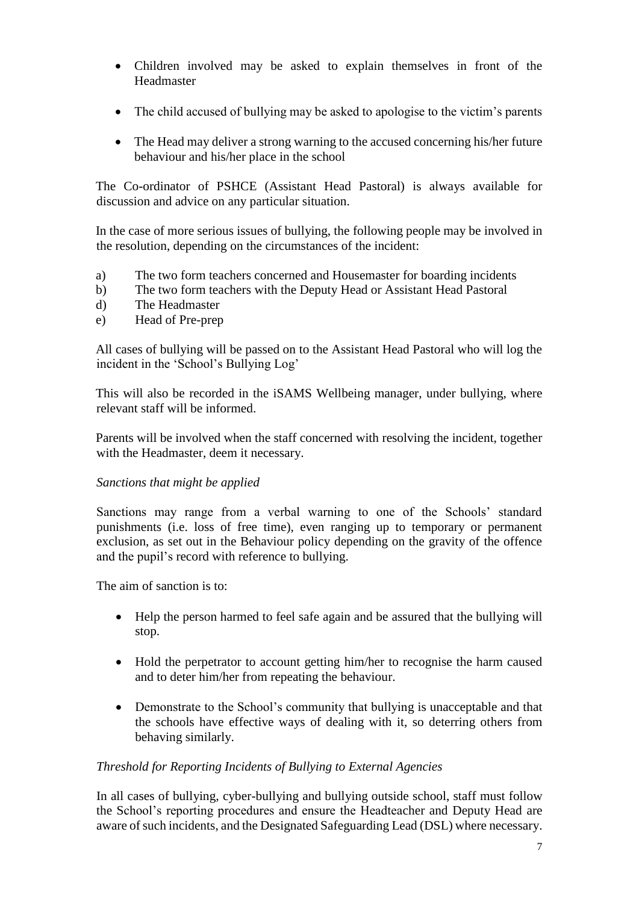- Children involved may be asked to explain themselves in front of the Headmaster

- The child accused of bullying may be asked to apologise to the victim's parents

- The Head may deliver a strong warning to the accused concerning his/her future behaviour and his/her place in the school

The Co-ordinator of PSHCE (Assistant Head Pastoral) is always available for discussion and advice on any particular situation.

In the case of more serious issues of bullying, the following people may be involved in the resolution, depending on the circumstances of the incident:

a) The two form teachers concerned and Housemaster for boarding incidents
b) The two form teachers with the Deputy Head or Assistant Head Pastoral
d) The Headmaster
e) Head of Pre-prep

All cases of bullying will be passed on to the Assistant Head Pastoral who will log the incident in the 'School's Bullying Log'

This will also be recorded in the iSAMS Wellbeing manager, under bullying, where relevant staff will be informed.

Parents will be involved when the staff concerned with resolving the incident, together with the Headmaster, deem it necessary.

*Sanctions that might be applied*

Sanctions may range from a verbal warning to one of the Schools' standard punishments (i.e. loss of free time), even ranging up to temporary or permanent exclusion, as set out in the Behaviour policy depending on the gravity of the offence and the pupil's record with reference to bullying.

The aim of sanction is to:

- Help the person harmed to feel safe again and be assured that the bullying will stop.

- Hold the perpetrator to account getting him/her to recognise the harm caused and to deter him/her from repeating the behaviour.

- Demonstrate to the School's community that bullying is unacceptable and that the schools have effective ways of dealing with it, so deterring others from behaving similarly.

*Threshold for Reporting Incidents of Bullying to External Agencies*

In all cases of bullying, cyber-bullying and bullying outside school, staff must follow the School's reporting procedures and ensure the Headteacher and Deputy Head are aware of such incidents, and the Designated Safeguarding Lead (DSL) where necessary.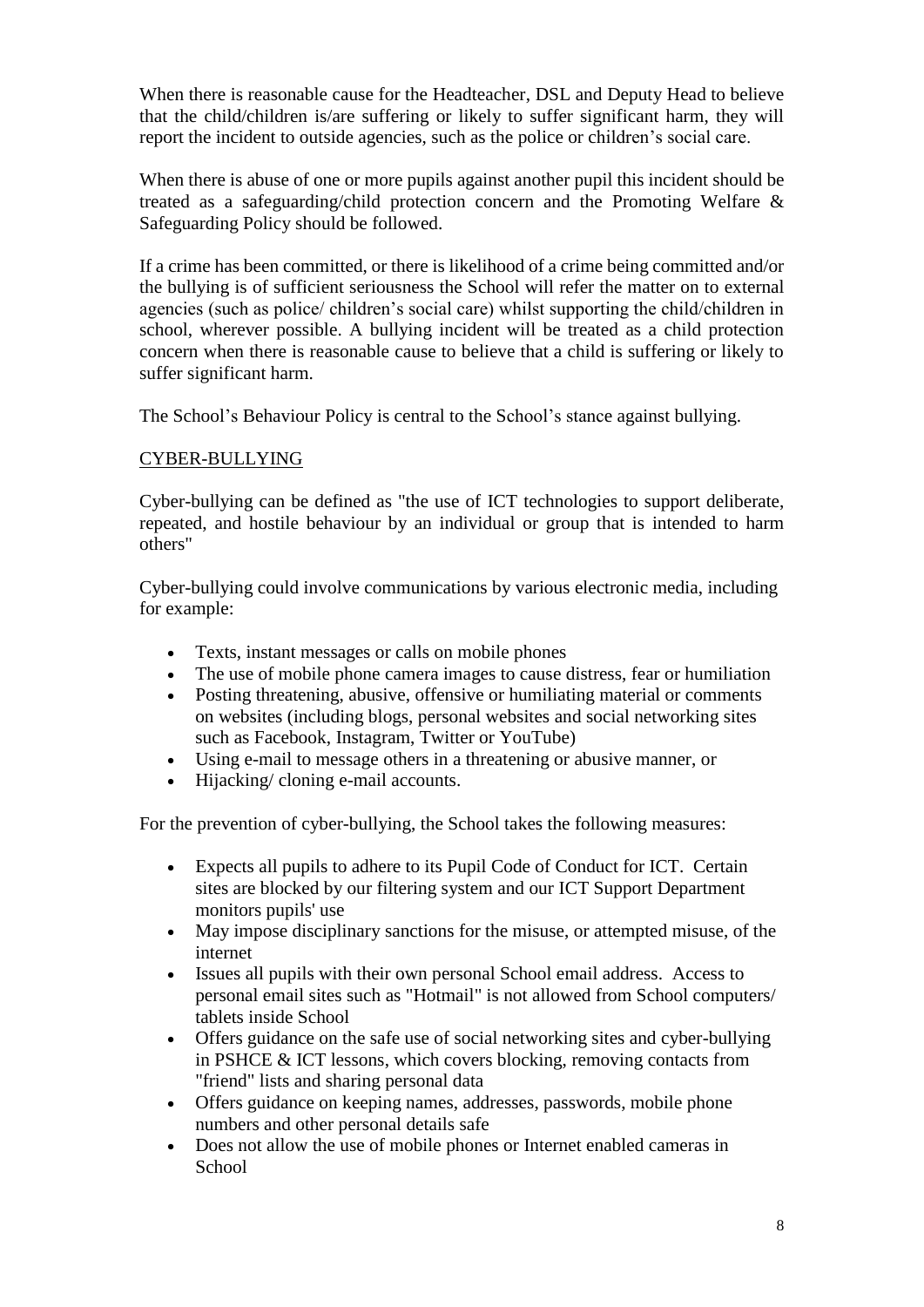When there is reasonable cause for the Headteacher, DSL and Deputy Head to believe that the child/children is/are suffering or likely to suffer significant harm, they will report the incident to outside agencies, such as the police or children's social care.

When there is abuse of one or more pupils against another pupil this incident should be treated as a safeguarding/child protection concern and the Promoting Welfare & Safeguarding Policy should be followed.

If a crime has been committed, or there is likelihood of a crime being committed and/or the bullying is of sufficient seriousness the School will refer the matter on to external agencies (such as police/ children's social care) whilst supporting the child/children in school, wherever possible. A bullying incident will be treated as a child protection concern when there is reasonable cause to believe that a child is suffering or likely to suffer significant harm.

The School's Behaviour Policy is central to the School's stance against bullying.

## CYBER-BULLYING

Cyber-bullying can be defined as "the use of ICT technologies to support deliberate, repeated, and hostile behaviour by an individual or group that is intended to harm others"

Cyber-bullying could involve communications by various electronic media, including for example:

- Texts, instant messages or calls on mobile phones
- The use of mobile phone camera images to cause distress, fear or humiliation
- Posting threatening, abusive, offensive or humiliating material or comments on websites (including blogs, personal websites and social networking sites such as Facebook, Instagram, Twitter or YouTube)
- Using e-mail to message others in a threatening or abusive manner, or
- Hijacking/ cloning e-mail accounts.

For the prevention of cyber-bullying, the School takes the following measures:

- Expects all pupils to adhere to its Pupil Code of Conduct for ICT. Certain sites are blocked by our filtering system and our ICT Support Department monitors pupils' use
- May impose disciplinary sanctions for the misuse, or attempted misuse, of the internet
- Issues all pupils with their own personal School email address. Access to personal email sites such as "Hotmail" is not allowed from School computers/ tablets inside School
- Offers guidance on the safe use of social networking sites and cyber-bullying in PSHCE & ICT lessons, which covers blocking, removing contacts from "friend" lists and sharing personal data
- Offers guidance on keeping names, addresses, passwords, mobile phone numbers and other personal details safe
- Does not allow the use of mobile phones or Internet enabled cameras in School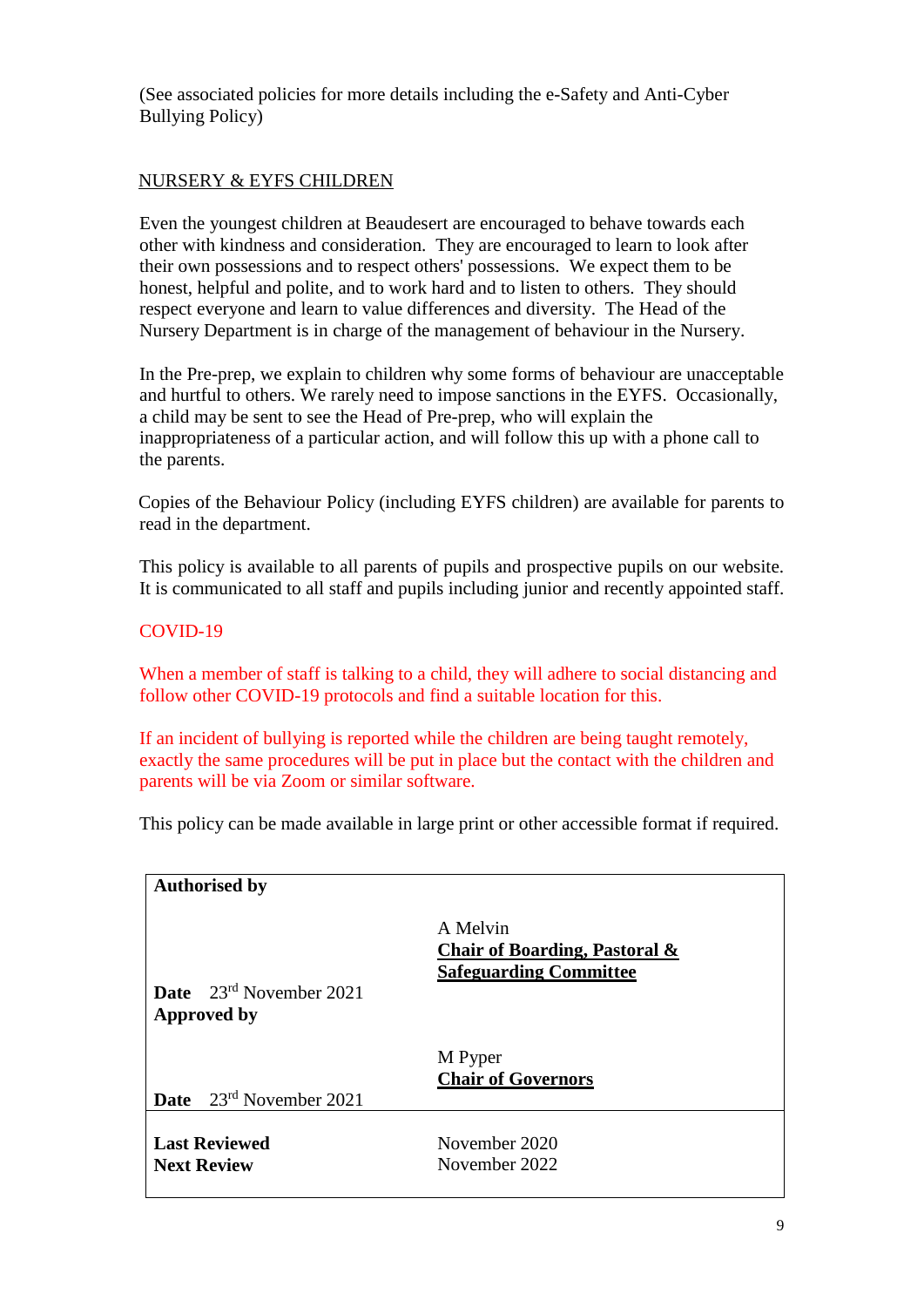(See associated policies for more details including the e-Safety and Anti-Cyber Bullying Policy)

NURSERY & EYFS CHILDREN

Even the youngest children at Beaudesert are encouraged to behave towards each other with kindness and consideration. They are encouraged to learn to look after their own possessions and to respect others' possessions. We expect them to be honest, helpful and polite, and to work hard and to listen to others. They should respect everyone and learn to value differences and diversity. The Head of the Nursery Department is in charge of the management of behaviour in the Nursery.

In the Pre-prep, we explain to children why some forms of behaviour are unacceptable and hurtful to others. We rarely need to impose sanctions in the EYFS. Occasionally, a child may be sent to see the Head of Pre-prep, who will explain the inappropriateness of a particular action, and will follow this up with a phone call to the parents.

Copies of the Behaviour Policy (including EYFS children) are available for parents to read in the department.

This policy is available to all parents of pupils and prospective pupils on our website. It is communicated to all staff and pupils including junior and recently appointed staff.

COVID-19

When a member of staff is talking to a child, they will adhere to social distancing and follow other COVID-19 protocols and find a suitable location for this.

If an incident of bullying is reported while the children are being taught remotely, exactly the same procedures will be put in place but the contact with the children and parents will be via Zoom or similar software.

This policy can be made available in large print or other accessible format if required.

| | |
|---|---|
| **Authorised by** | |
| **Date** 23rd November 2021 | A Melvin<br>**Chair of Boarding, Pastoral & Safeguarding Committee** |
| **Approved by** | |
| **Date** 23rd November 2021 | M Pyper<br>**Chair of Governors** |
| **Last Reviewed** | November 2020 |
| **Next Review** | November 2022 |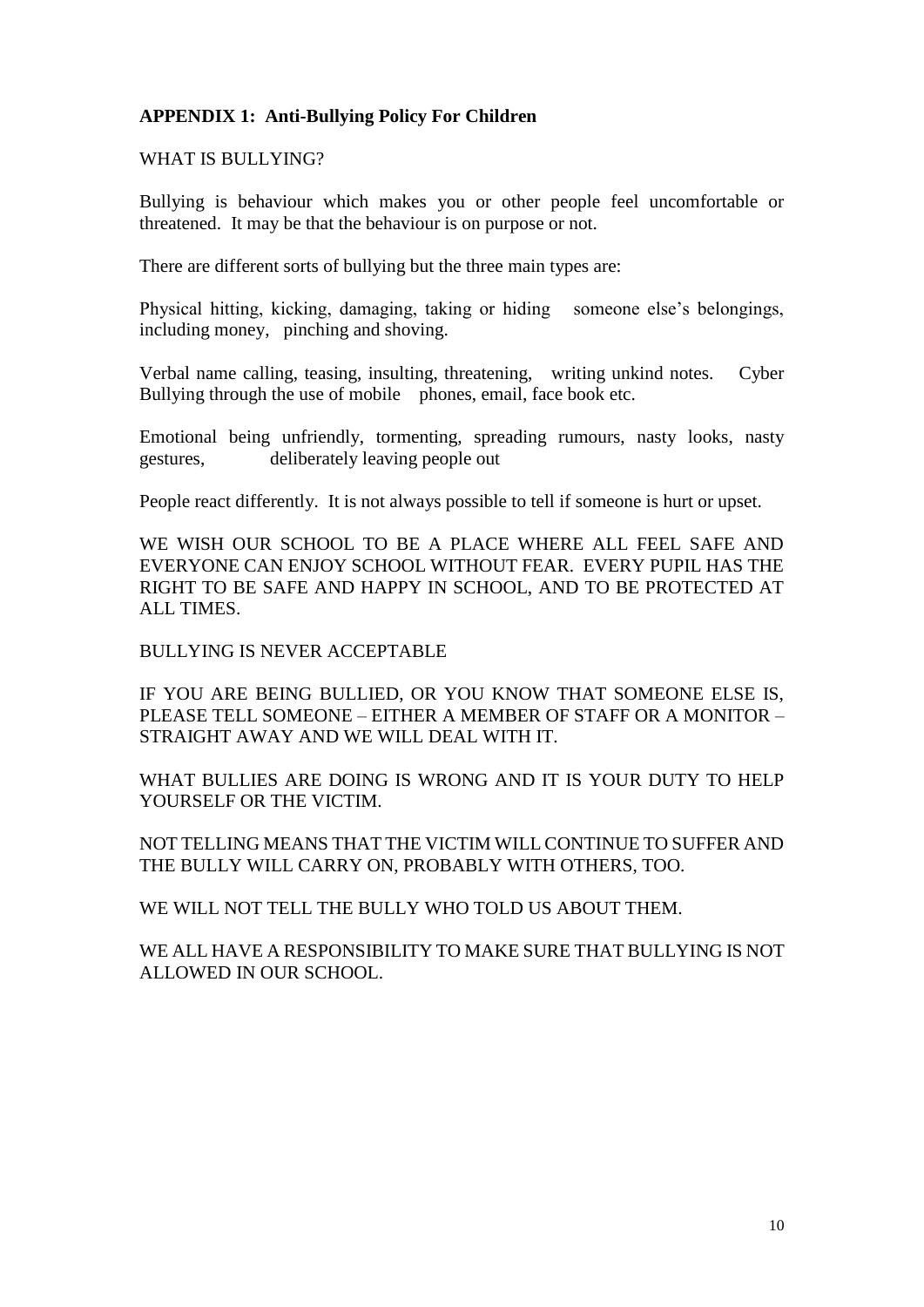**APPENDIX 1: Anti-Bullying Policy For Children**

WHAT IS BULLYING?

Bullying is behaviour which makes you or other people feel uncomfortable or threatened. It may be that the behaviour is on purpose or not.

There are different sorts of bullying but the three main types are:

Physical hitting, kicking, damaging, taking or hiding someone else's belongings, including money, pinching and shoving.

Verbal name calling, teasing, insulting, threatening, writing unkind notes. Cyber Bullying through the use of mobile phones, email, face book etc.

Emotional being unfriendly, tormenting, spreading rumours, nasty looks, nasty gestures, deliberately leaving people out

People react differently. It is not always possible to tell if someone is hurt or upset.

WE WISH OUR SCHOOL TO BE A PLACE WHERE ALL FEEL SAFE AND EVERYONE CAN ENJOY SCHOOL WITHOUT FEAR. EVERY PUPIL HAS THE RIGHT TO BE SAFE AND HAPPY IN SCHOOL, AND TO BE PROTECTED AT ALL TIMES.

BULLYING IS NEVER ACCEPTABLE

IF YOU ARE BEING BULLIED, OR YOU KNOW THAT SOMEONE ELSE IS, PLEASE TELL SOMEONE – EITHER A MEMBER OF STAFF OR A MONITOR – STRAIGHT AWAY AND WE WILL DEAL WITH IT.

WHAT BULLIES ARE DOING IS WRONG AND IT IS YOUR DUTY TO HELP YOURSELF OR THE VICTIM.

NOT TELLING MEANS THAT THE VICTIM WILL CONTINUE TO SUFFER AND THE BULLY WILL CARRY ON, PROBABLY WITH OTHERS, TOO.

WE WILL NOT TELL THE BULLY WHO TOLD US ABOUT THEM.

WE ALL HAVE A RESPONSIBILITY TO MAKE SURE THAT BULLYING IS NOT ALLOWED IN OUR SCHOOL.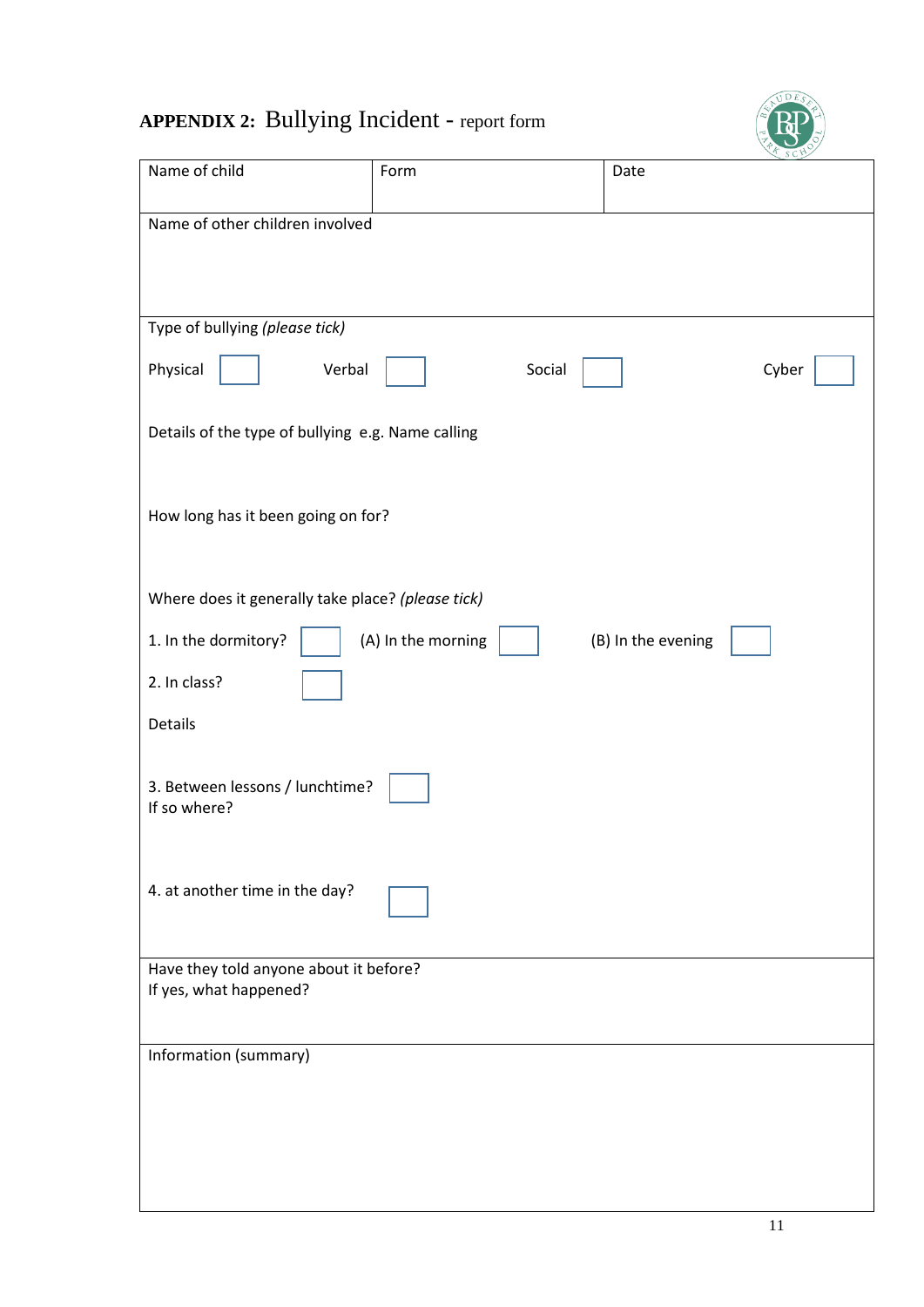## **APPENDIX 2:** Bullying Incident - report form

| Name of child | Form | Date |
|---|---|---|
| Name of other children involved | | |

Type of bullying *(please tick)*

Physical ☐ Verbal ☐ Social ☐ Cyber ☐

Details of the type of bullying e.g. Name calling

How long has it been going on for?

Where does it generally take place? *(please tick)*

1. In the dormitory? ☐ (A) In the morning ☐ (B) In the evening ☐

2. In class? ☐

Details

3. Between lessons / lunchtime? ☐
If so where?

4. at another time in the day? ☐

Have they told anyone about it before?
If yes, what happened?

Information (summary)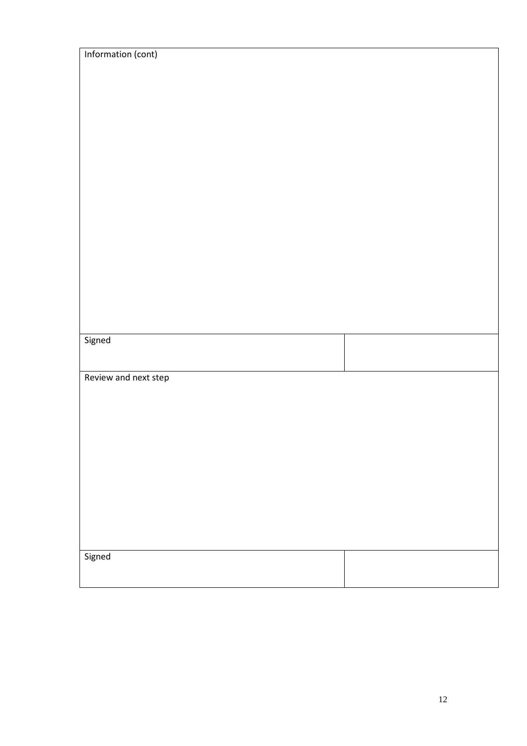| Information (cont) | |
|---|---|
| | |
| Signed | |
| Review and next step | |
| | |
| Signed | |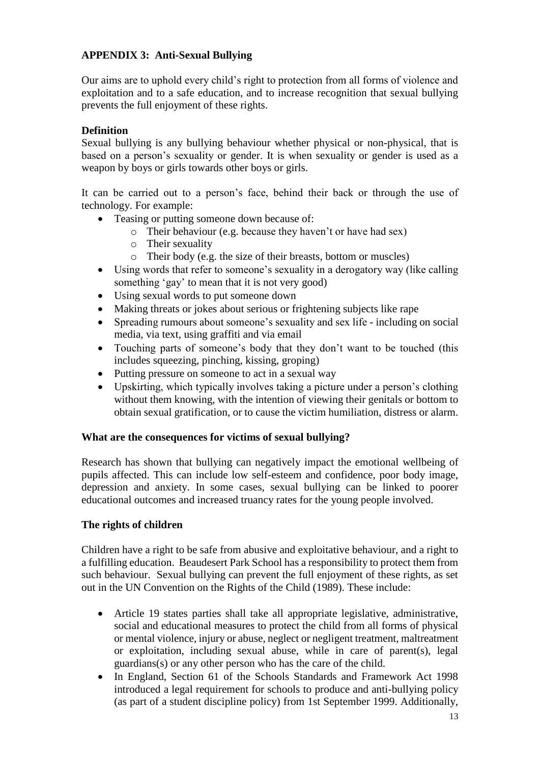## APPENDIX 3: Anti-Sexual Bullying

Our aims are to uphold every child's right to protection from all forms of violence and exploitation and to a safe education, and to increase recognition that sexual bullying prevents the full enjoyment of these rights.

### Definition

Sexual bullying is any bullying behaviour whether physical or non-physical, that is based on a person's sexuality or gender. It is when sexuality or gender is used as a weapon by boys or girls towards other boys or girls.

It can be carried out to a person's face, behind their back or through the use of technology. For example:

- Teasing or putting someone down because of:
  - Their behaviour (e.g. because they haven't or have had sex)
  - Their sexuality
  - Their body (e.g. the size of their breasts, bottom or muscles)
- Using words that refer to someone's sexuality in a derogatory way (like calling something 'gay' to mean that it is not very good)
- Using sexual words to put someone down
- Making threats or jokes about serious or frightening subjects like rape
- Spreading rumours about someone's sexuality and sex life - including on social media, via text, using graffiti and via email
- Touching parts of someone's body that they don't want to be touched (this includes squeezing, pinching, kissing, groping)
- Putting pressure on someone to act in a sexual way
- Upskirting, which typically involves taking a picture under a person's clothing without them knowing, with the intention of viewing their genitals or bottom to obtain sexual gratification, or to cause the victim humiliation, distress or alarm.

### What are the consequences for victims of sexual bullying?

Research has shown that bullying can negatively impact the emotional wellbeing of pupils affected. This can include low self-esteem and confidence, poor body image, depression and anxiety. In some cases, sexual bullying can be linked to poorer educational outcomes and increased truancy rates for the young people involved.

### The rights of children

Children have a right to be safe from abusive and exploitative behaviour, and a right to a fulfilling education. Beaudesert Park School has a responsibility to protect them from such behaviour. Sexual bullying can prevent the full enjoyment of these rights, as set out in the UN Convention on the Rights of the Child (1989). These include:

- Article 19 states parties shall take all appropriate legislative, administrative, social and educational measures to protect the child from all forms of physical or mental violence, injury or abuse, neglect or negligent treatment, maltreatment or exploitation, including sexual abuse, while in care of parent(s), legal guardians(s) or any other person who has the care of the child.
- In England, Section 61 of the Schools Standards and Framework Act 1998 introduced a legal requirement for schools to produce and anti-bullying policy (as part of a student discipline policy) from 1st September 1999. Additionally,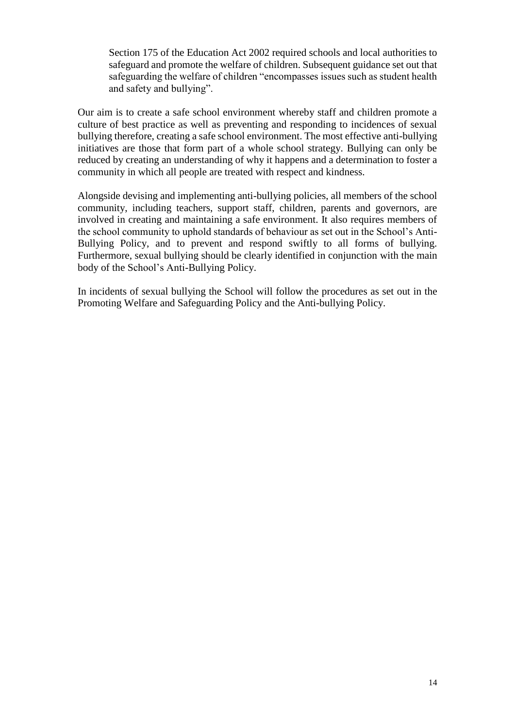> Section 175 of the Education Act 2002 required schools and local authorities to safeguard and promote the welfare of children. Subsequent guidance set out that safeguarding the welfare of children "encompasses issues such as student health and safety and bullying".

Our aim is to create a safe school environment whereby staff and children promote a culture of best practice as well as preventing and responding to incidences of sexual bullying therefore, creating a safe school environment. The most effective anti-bullying initiatives are those that form part of a whole school strategy. Bullying can only be reduced by creating an understanding of why it happens and a determination to foster a community in which all people are treated with respect and kindness.

Alongside devising and implementing anti-bullying policies, all members of the school community, including teachers, support staff, children, parents and governors, are involved in creating and maintaining a safe environment. It also requires members of the school community to uphold standards of behaviour as set out in the School's Anti-Bullying Policy, and to prevent and respond swiftly to all forms of bullying. Furthermore, sexual bullying should be clearly identified in conjunction with the main body of the School's Anti-Bullying Policy.

In incidents of sexual bullying the School will follow the procedures as set out in the Promoting Welfare and Safeguarding Policy and the Anti-bullying Policy.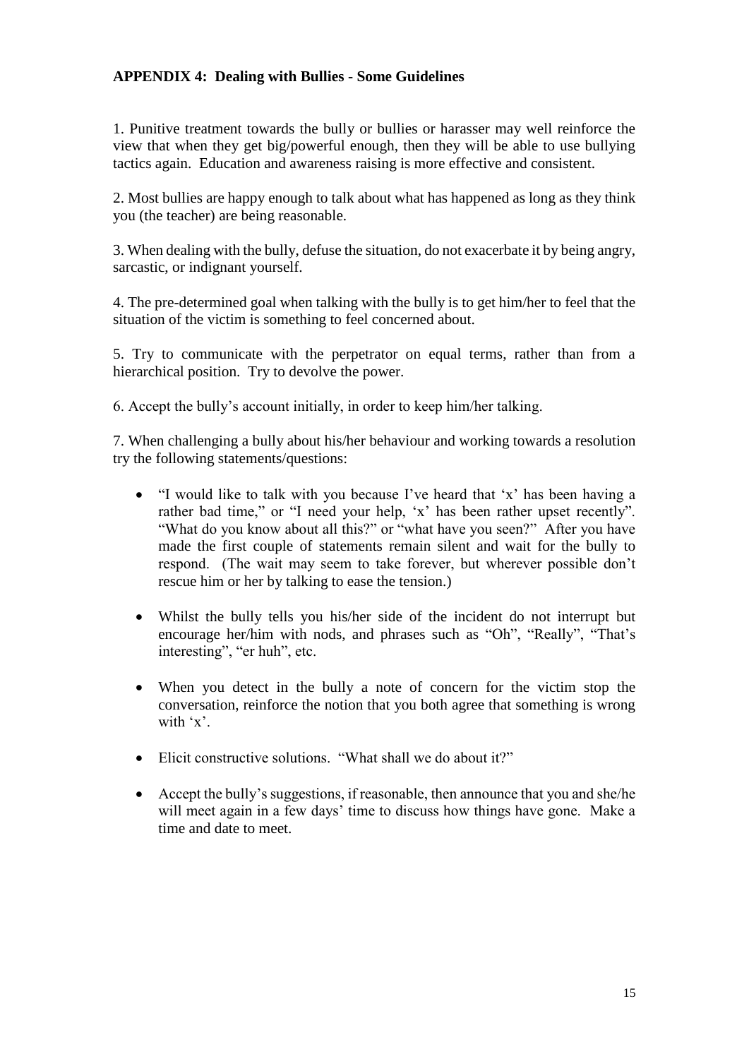**APPENDIX 4: Dealing with Bullies - Some Guidelines**

1. Punitive treatment towards the bully or bullies or harasser may well reinforce the view that when they get big/powerful enough, then they will be able to use bullying tactics again. Education and awareness raising is more effective and consistent.

2. Most bullies are happy enough to talk about what has happened as long as they think you (the teacher) are being reasonable.

3. When dealing with the bully, defuse the situation, do not exacerbate it by being angry, sarcastic, or indignant yourself.

4. The pre-determined goal when talking with the bully is to get him/her to feel that the situation of the victim is something to feel concerned about.

5. Try to communicate with the perpetrator on equal terms, rather than from a hierarchical position. Try to devolve the power.

6. Accept the bully's account initially, in order to keep him/her talking.

7. When challenging a bully about his/her behaviour and working towards a resolution try the following statements/questions:

- "I would like to talk with you because I've heard that 'x' has been having a rather bad time," or "I need your help, 'x' has been rather upset recently". "What do you know about all this?" or "what have you seen?" After you have made the first couple of statements remain silent and wait for the bully to respond. (The wait may seem to take forever, but wherever possible don't rescue him or her by talking to ease the tension.)
- Whilst the bully tells you his/her side of the incident do not interrupt but encourage her/him with nods, and phrases such as "Oh", "Really", "That's interesting", "er huh", etc.
- When you detect in the bully a note of concern for the victim stop the conversation, reinforce the notion that you both agree that something is wrong with 'x'.
- Elicit constructive solutions. "What shall we do about it?"
- Accept the bully's suggestions, if reasonable, then announce that you and she/he will meet again in a few days' time to discuss how things have gone. Make a time and date to meet.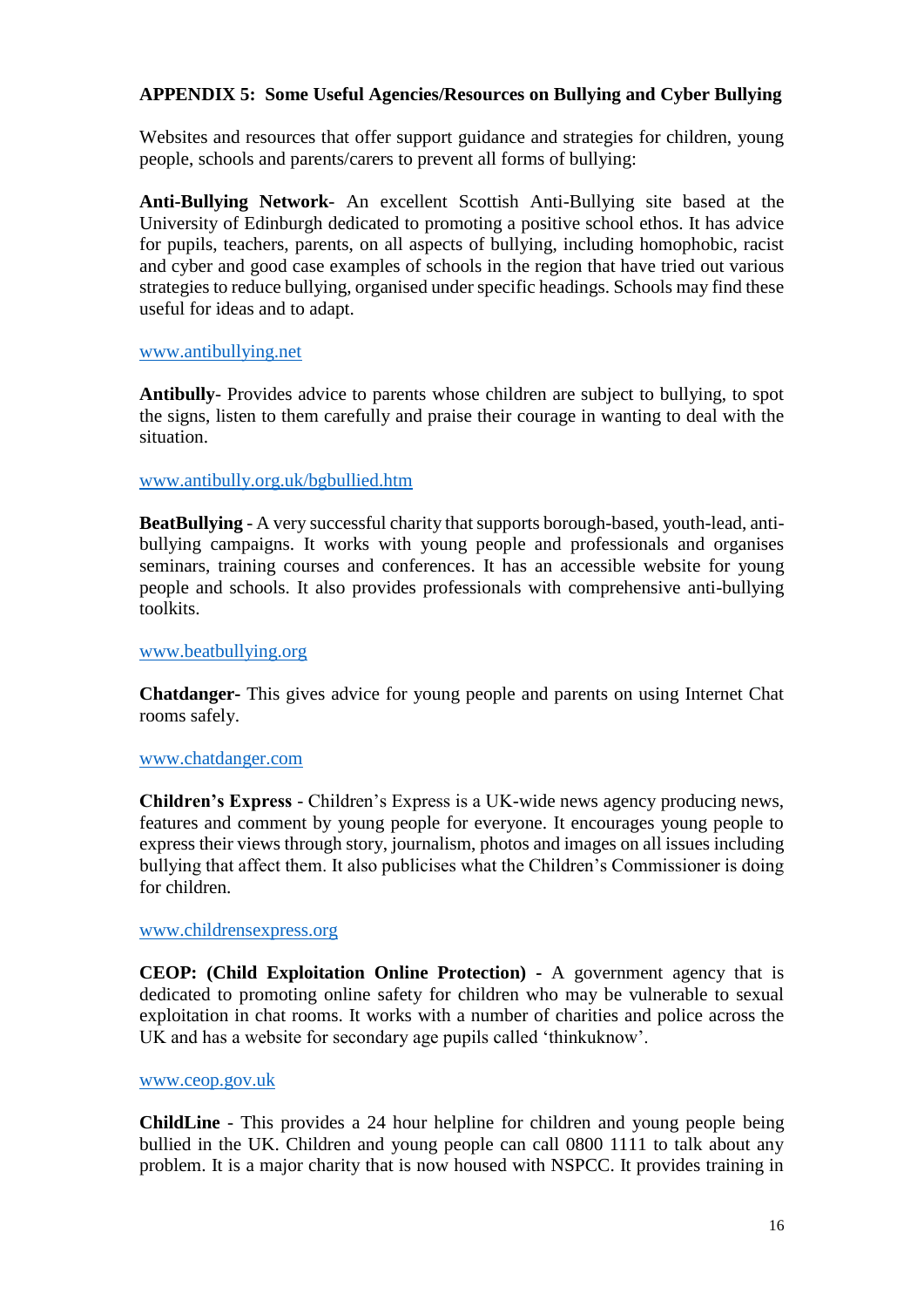**APPENDIX 5: Some Useful Agencies/Resources on Bullying and Cyber Bullying**

Websites and resources that offer support guidance and strategies for children, young people, schools and parents/carers to prevent all forms of bullying:

**Anti-Bullying Network**- An excellent Scottish Anti-Bullying site based at the University of Edinburgh dedicated to promoting a positive school ethos. It has advice for pupils, teachers, parents, on all aspects of bullying, including homophobic, racist and cyber and good case examples of schools in the region that have tried out various strategies to reduce bullying, organised under specific headings. Schools may find these useful for ideas and to adapt.

www.antibullying.net

**Antibully**- Provides advice to parents whose children are subject to bullying, to spot the signs, listen to them carefully and praise their courage in wanting to deal with the situation.

www.antibully.org.uk/bgbullied.htm

**BeatBullying** - A very successful charity that supports borough-based, youth-lead, anti-bullying campaigns. It works with young people and professionals and organises seminars, training courses and conferences. It has an accessible website for young people and schools. It also provides professionals with comprehensive anti-bullying toolkits.

www.beatbullying.org

**Chatdanger**- This gives advice for young people and parents on using Internet Chat rooms safely.

www.chatdanger.com

**Children's Express** - Children's Express is a UK-wide news agency producing news, features and comment by young people for everyone. It encourages young people to express their views through story, journalism, photos and images on all issues including bullying that affect them. It also publicises what the Children's Commissioner is doing for children.

www.childrensexpress.org

**CEOP: (Child Exploitation Online Protection)** - A government agency that is dedicated to promoting online safety for children who may be vulnerable to sexual exploitation in chat rooms. It works with a number of charities and police across the UK and has a website for secondary age pupils called 'thinkuknow'.

www.ceop.gov.uk

**ChildLine** - This provides a 24 hour helpline for children and young people being bullied in the UK. Children and young people can call 0800 1111 to talk about any problem. It is a major charity that is now housed with NSPCC. It provides training in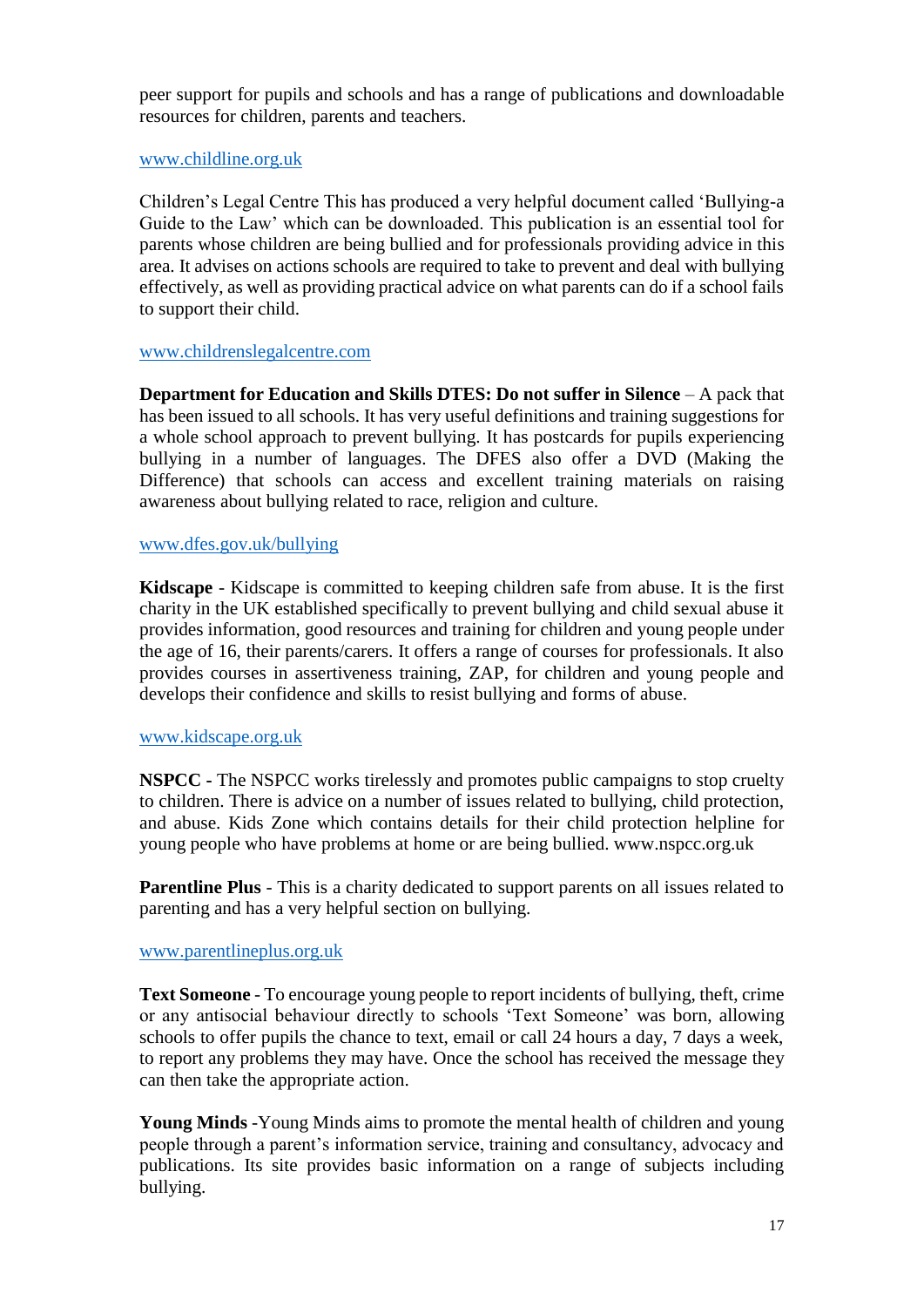peer support for pupils and schools and has a range of publications and downloadable resources for children, parents and teachers.

www.childline.org.uk

Children's Legal Centre This has produced a very helpful document called 'Bullying-a Guide to the Law' which can be downloaded. This publication is an essential tool for parents whose children are being bullied and for professionals providing advice in this area. It advises on actions schools are required to take to prevent and deal with bullying effectively, as well as providing practical advice on what parents can do if a school fails to support their child.

www.childrenslegalcentre.com

**Department for Education and Skills DTES: Do not suffer in Silence** – A pack that has been issued to all schools. It has very useful definitions and training suggestions for a whole school approach to prevent bullying. It has postcards for pupils experiencing bullying in a number of languages. The DFES also offer a DVD (Making the Difference) that schools can access and excellent training materials on raising awareness about bullying related to race, religion and culture.

www.dfes.gov.uk/bullying

**Kidscape** - Kidscape is committed to keeping children safe from abuse. It is the first charity in the UK established specifically to prevent bullying and child sexual abuse it provides information, good resources and training for children and young people under the age of 16, their parents/carers. It offers a range of courses for professionals. It also provides courses in assertiveness training, ZAP, for children and young people and develops their confidence and skills to resist bullying and forms of abuse.

www.kidscape.org.uk

**NSPCC -** The NSPCC works tirelessly and promotes public campaigns to stop cruelty to children. There is advice on a number of issues related to bullying, child protection, and abuse. Kids Zone which contains details for their child protection helpline for young people who have problems at home or are being bullied. www.nspcc.org.uk

**Parentline Plus** - This is a charity dedicated to support parents on all issues related to parenting and has a very helpful section on bullying.

www.parentlineplus.org.uk

**Text Someone** - To encourage young people to report incidents of bullying, theft, crime or any antisocial behaviour directly to schools 'Text Someone' was born, allowing schools to offer pupils the chance to text, email or call 24 hours a day, 7 days a week, to report any problems they may have. Once the school has received the message they can then take the appropriate action.

**Young Minds** -Young Minds aims to promote the mental health of children and young people through a parent's information service, training and consultancy, advocacy and publications. Its site provides basic information on a range of subjects including bullying.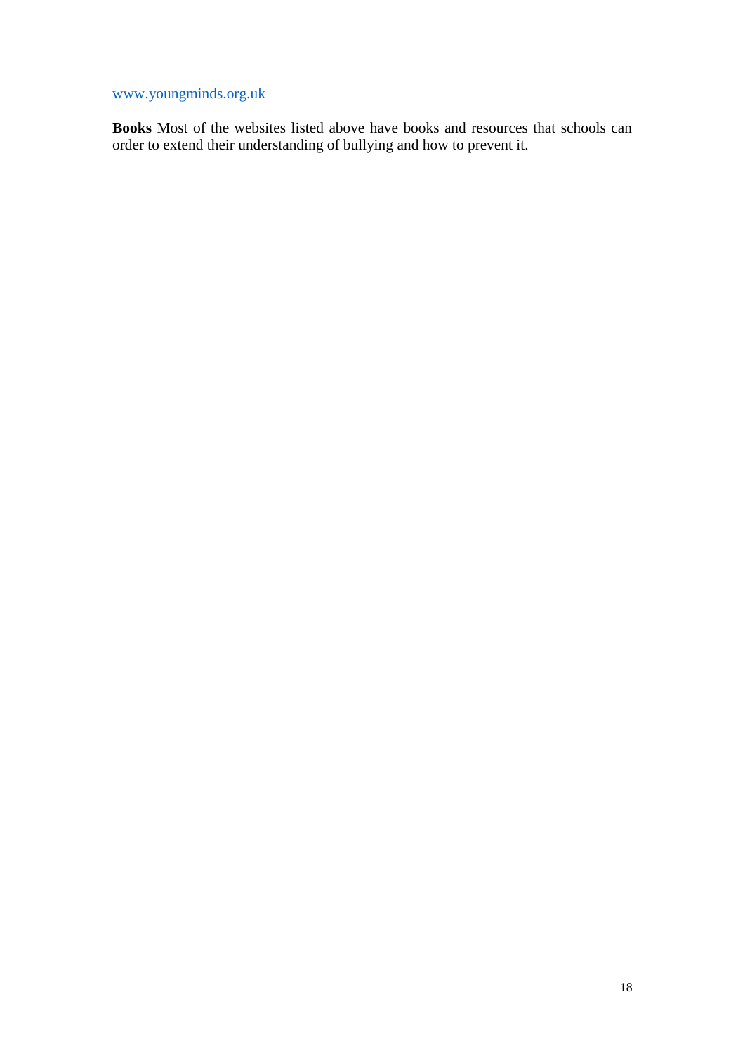www.youngminds.org.uk

**Books** Most of the websites listed above have books and resources that schools can order to extend their understanding of bullying and how to prevent it.